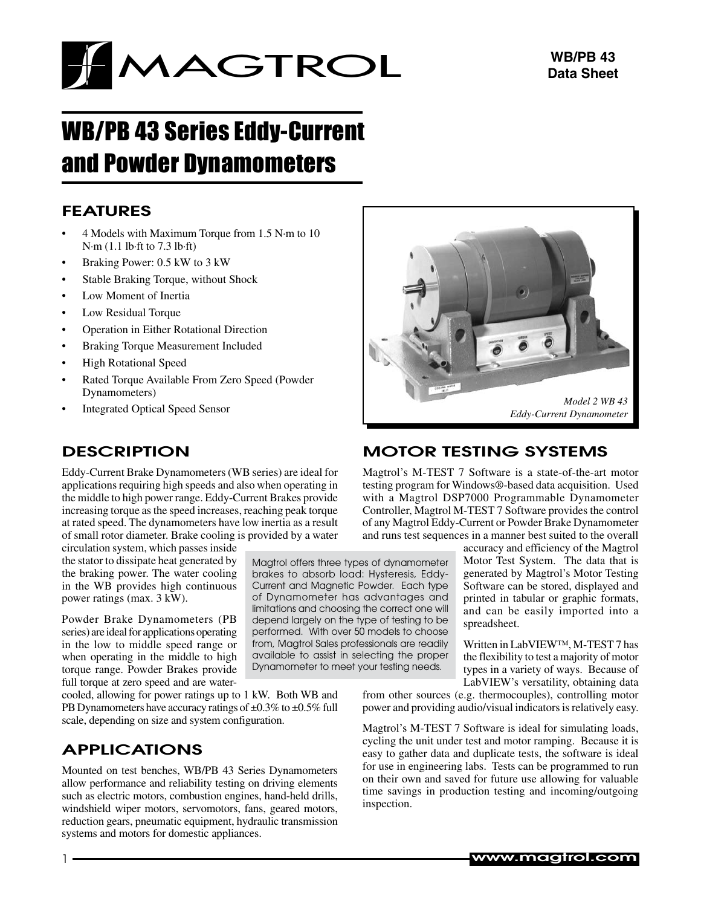# WB/PB 43 Series Eddy-Current and Powder Dynamometers

## FEATURES

- 4 Models with Maximum Torque from 1.5 N·m to 10 N·m (1.1 lb·ft to 7.3 lb·ft)
- Braking Power: 0.5 kW to 3 kW
- Stable Braking Torque, without Shock
- Low Moment of Inertia
- Low Residual Torque
- Operation in Either Rotational Direction
- Braking Torque Measurement Included
- High Rotational Speed
- Rated Torque Available From Zero Speed (Powder Dynamometers)
- Integrated Optical Speed Sensor

*Model 2 WB 43 Eddy-Current Dynamometer*

## DESCRIPTION

Eddy-Current Brake Dynamometers (WB series) are ideal for applications requiring high speeds and also when operating in the middle to high power range. Eddy-Current Brakes provide increasing torque as the speed increases, reaching peak torque at rated speed. The dynamometers have low inertia as a result of small rotor diameter. Brake cooling is provided by a water circulation system, which passes inside the stator to dissipate heat generated by the braking power. The water cooling in the WB provides high continuous power ratings (max. 3 kW).

Powder Brake Dynamometers (PB series) are ideal for applications operating in the low to middle speed range or when operating in the middle to high torque range. Powder Brakes provide full torque at zero speed and are water-cooled, allowing for power ratings up to 1 kW. Both WB and PB Dynamometers have accuracy ratings of ±0.3% to ±0.5% full scale, depending on size and system configuration.

Magtrol offers three types of dynamometer brakes to absorb load: Hysteresis, Eddy-Current and Magnetic Powder. Each type of Dynamometer has advantages and limitations and choosing the correct one will depend largely on the type of testing to be performed. With over 50 models to choose from, Magtrol Sales professionals are readily available to assist in selecting the proper Dynamometer to meet your testing needs.

## APPLICATIONS

Mounted on test benches, WB/PB 43 Series Dynamometers allow performance and reliability testing on driving elements such as electric motors, combustion engines, hand-held drills, windshield wiper motors, servomotors, fans, geared motors, reduction gears, pneumatic equipment, hydraulic transmission systems and motors for domestic appliances.

## MOTOR TESTING SYSTEMS

Magtrol's M-TEST 7 Software is a state-of-the-art motor testing program for Windows®-based data acquisition. Used with a Magtrol DSP7000 Programmable Dynamometer Controller, Magtrol M-TEST 7 Software provides the control of any Magtrol Eddy-Current or Powder Brake Dynamometer and runs test sequences in a manner best suited to the overall accuracy and efficiency of the Magtrol Motor Test System. The data that is generated by Magtrol's Motor Testing Software can be stored, displayed and printed in tabular or graphic formats, and can be easily imported into a spreadsheet.

Written in LabVIEW™, M-TEST 7 has the flexibility to test a majority of motor types in a variety of ways. Because of LabVIEW's versatility, obtaining data from other sources (e.g. thermocouples), controlling motor power and providing audio/visual indicators is relatively easy.

Magtrol's M-TEST 7 Software is ideal for simulating loads, cycling the unit under test and motor ramping. Because it is easy to gather data and duplicate tests, the software is ideal for use in engineering labs. Tests can be programmed to run on their own and saved for future use allowing for valuable time savings in production testing and incoming/outgoing inspection.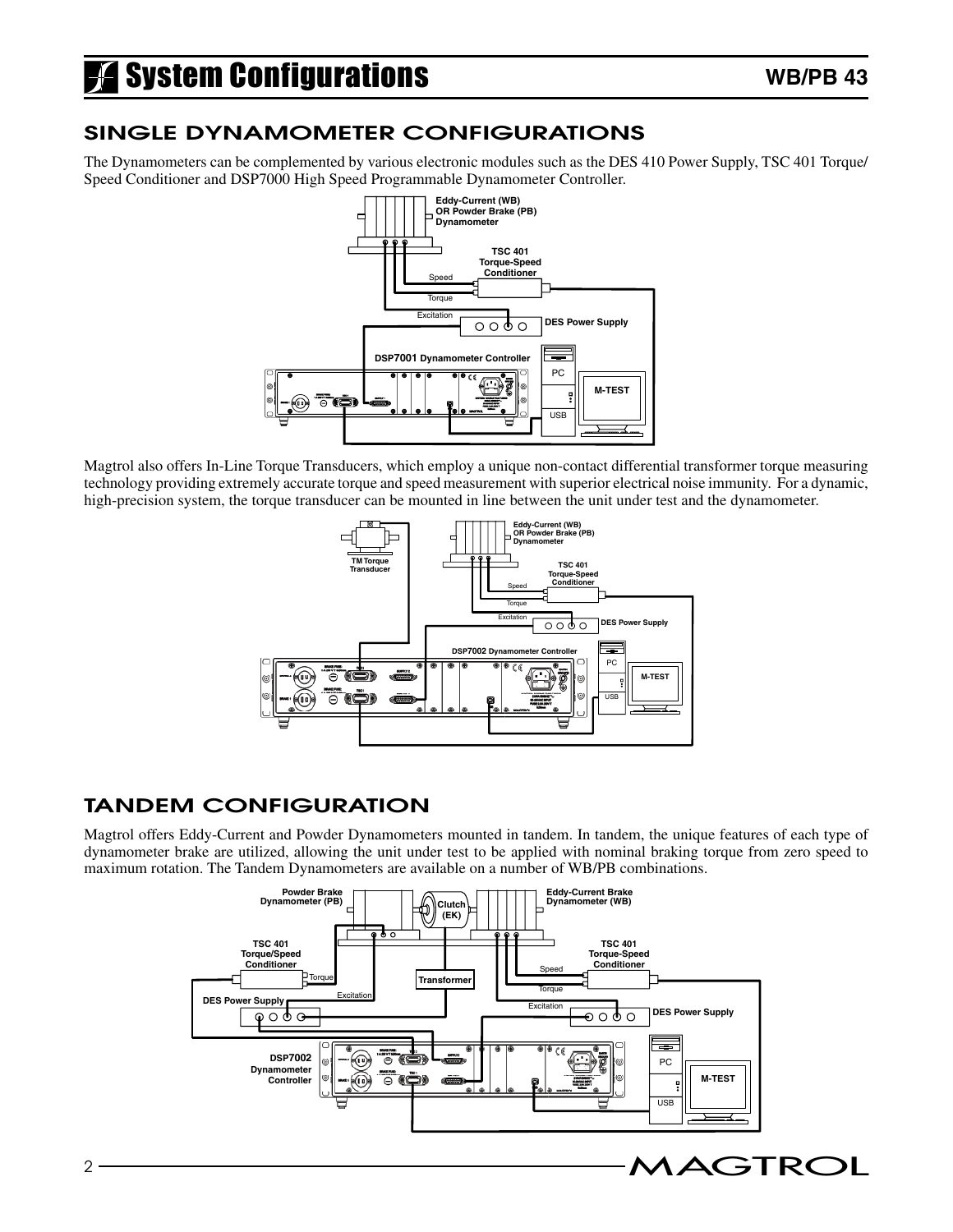# System Configurations

## SINGLE DYNAMOMETER CONFIGURATIONS

The Dynamometers can be complemented by various electronic modules such as the DES 410 Power Supply, TSC 401 Torque/ Speed Conditioner and DSP7000 High Speed Programmable Dynamometer Controller.

Magtrol also offers In-Line Torque Transducers, which employ a unique non-contact differential transformer torque measuring technology providing extremely accurate torque and speed measurement with superior electrical noise immunity. For a dynamic, high-precision system, the torque transducer can be mounted in line between the unit under test and the dynamometer.

## TANDEM CONFIGURATION

Magtrol offers Eddy-Current and Powder Dynamometers mounted in tandem. In tandem, the unique features of each type of dynamometer brake are utilized, allowing the unit under test to be applied with nominal braking torque from zero speed to maximum rotation. The Tandem Dynamometers are available on a number of WB/PB combinations.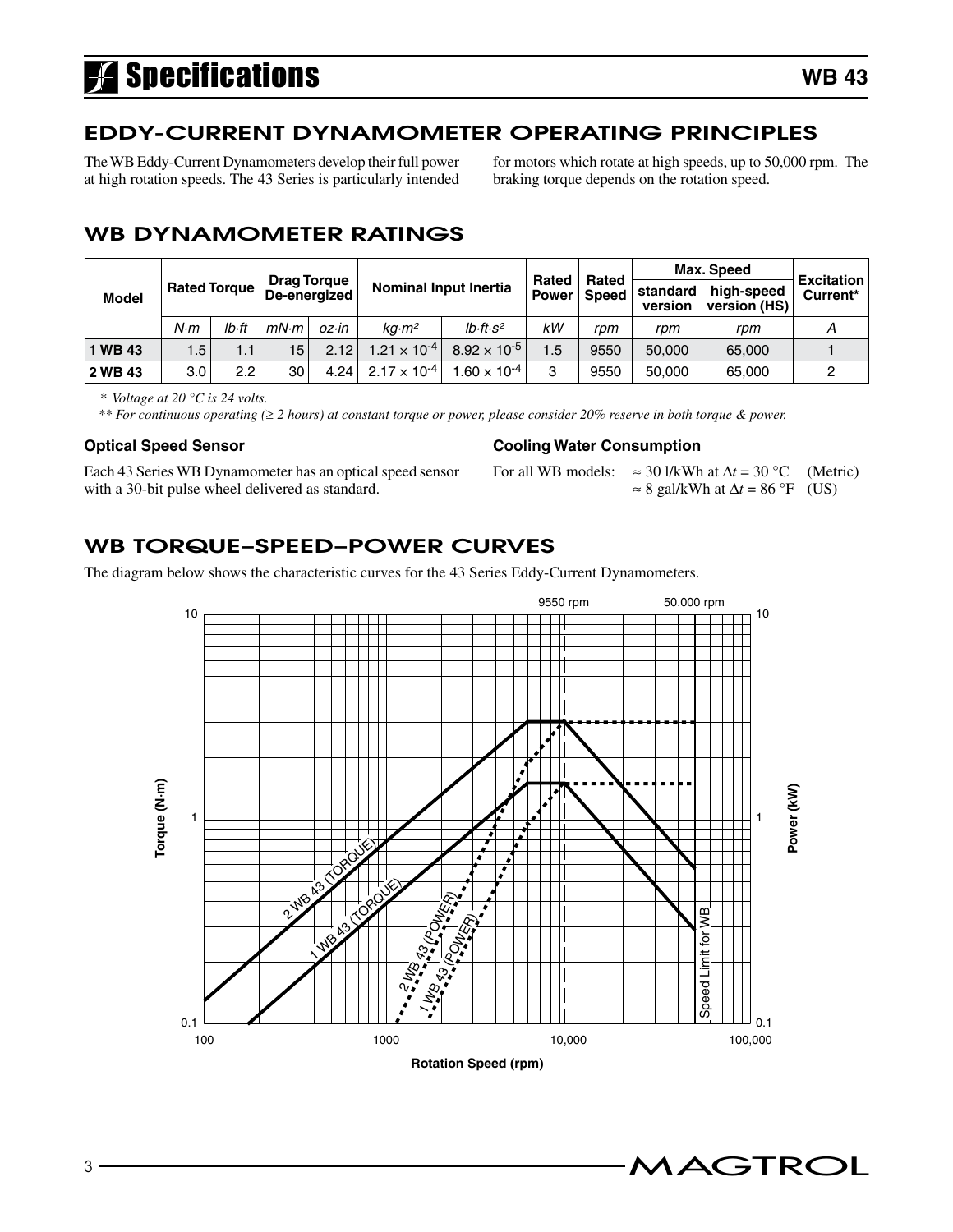# Specifications

## EDDY-CURRENT DYNAMOMETER OPERATING PRINCIPLES

The WB Eddy-Current Dynamometers develop their full power at high rotation speeds. The 43 Series is particularly intended for motors which rotate at high speeds, up to 50,000 rpm. The braking torque depends on the rotation speed.

## WB DYNAMOMETER RATINGS

| Model | Rated Torque | | Drag Torque De-energized | | Nominal Input Inertia | | Rated Power | Rated Speed | Max. Speed | | Excitation Current* |
|---|---|---|---|---|---|---|---|---|---|---|---|
| | | | | | | | | | standard version | high-speed version (HS) | |
| | N·m | lb·ft | mN·m | oz·in | kg·m² | lb·ft·s² | kW | rpm | rpm | rpm | A |
| **1 WB 43** | 1.5 | 1.1 | 15 | 2.12 | $1.21 \times 10^{-4}$ | $8.92 \times 10^{-5}$ | 1.5 | 9550 | 50,000 | 65,000 | 1 |
| **2 WB 43** | 3.0 | 2.2 | 30 | 4.24 | $2.17 \times 10^{-4}$ | $1.60 \times 10^{-4}$ | 3 | 9550 | 50,000 | 65,000 | 2 |

*\* Voltage at 20 °C is 24 volts.*

*\*\* For continuous operating (≥ 2 hours) at constant torque or power, please consider 20% reserve in both torque & power.*

### Optical Speed Sensor

Each 43 Series WB Dynamometer has an optical speed sensor with a 30-bit pulse wheel delivered as standard.

### Cooling Water Consumption

For all WB models: ≈ 30 l/kWh at $\Delta t$ = 30 °C (Metric)
≈ 8 gal/kWh at $\Delta t$ = 86 °F (US)

## WB TORQUE–SPEED–POWER CURVES

The diagram below shows the characteristic curves for the 43 Series Eddy-Current Dynamometers.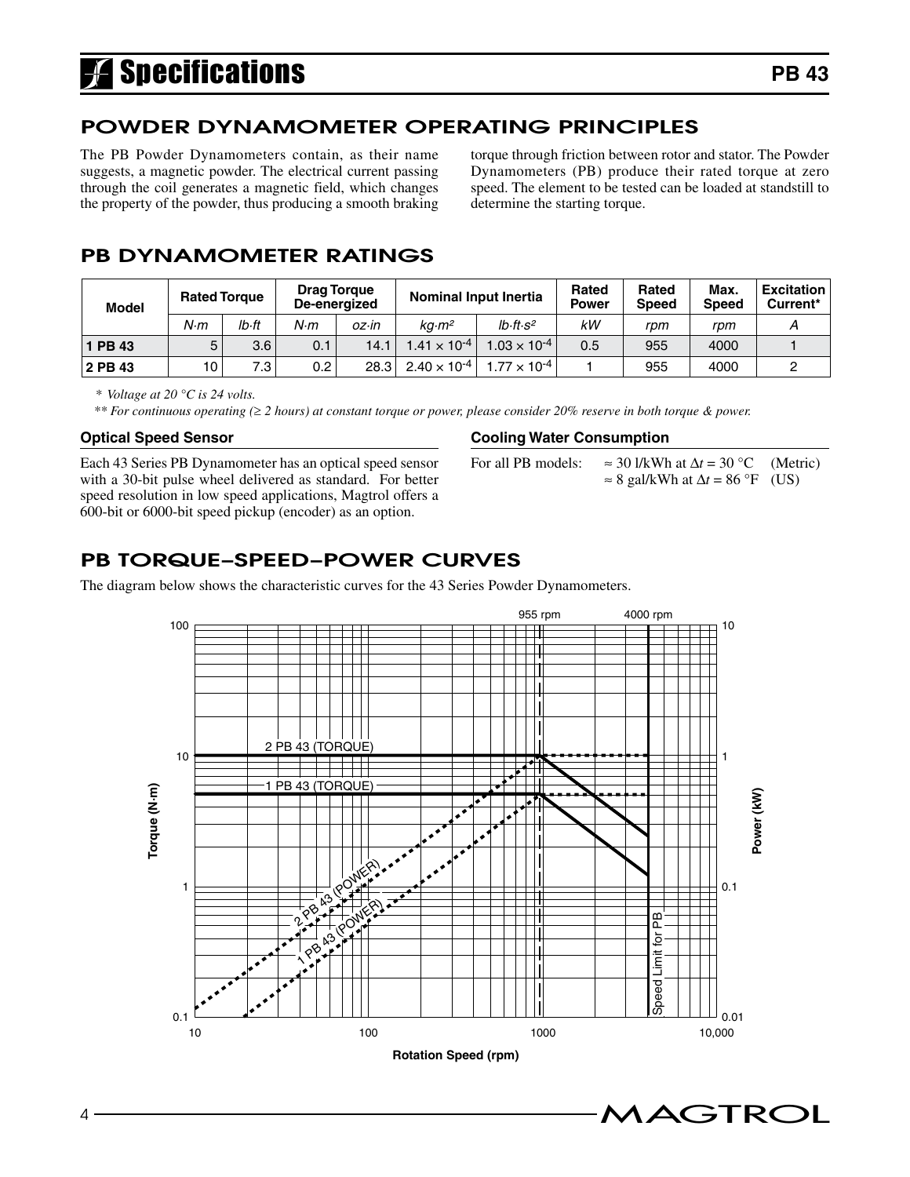# Specifications

## POWDER DYNAMOMETER OPERATING PRINCIPLES

The PB Powder Dynamometers contain, as their name suggests, a magnetic powder. The electrical current passing through the coil generates a magnetic field, which changes the property of the powder, thus producing a smooth braking torque through friction between rotor and stator. The Powder Dynamometers (PB) produce their rated torque at zero speed. The element to be tested can be loaded at standstill to determine the starting torque.

## PB DYNAMOMETER RATINGS

| Model | Rated Torque | | Drag Torque De-energized | | Nominal Input Inertia | | Rated Power | Rated Speed | Max. Speed | Excitation Current* |
|---|---|---|---|---|---|---|---|---|---|---|
| | *N·m* | *lb·ft* | *N·m* | *oz·in* | *kg·m²* | *lb·ft·s²* | *kW* | *rpm* | *rpm* | *A* |
| **1 PB 43** | 5 | 3.6 | 0.1 | 14.1 | $1.41 \times 10^{-4}$ | $1.03 \times 10^{-4}$ | 0.5 | 955 | 4000 | 1 |
| **2 PB 43** | 10 | 7.3 | 0.2 | 28.3 | $2.40 \times 10^{-4}$ | $1.77 \times 10^{-4}$ | 1 | 955 | 4000 | 2 |

*\* Voltage at 20 °C is 24 volts.*

*\*\* For continuous operating (≥ 2 hours) at constant torque or power, please consider 20% reserve in both torque & power.*

### Optical Speed Sensor

Each 43 Series PB Dynamometer has an optical speed sensor with a 30-bit pulse wheel delivered as standard. For better speed resolution in low speed applications, Magtrol offers a 600-bit or 6000-bit speed pickup (encoder) as an option.

### Cooling Water Consumption

For all PB models: ≈ 30 l/kWh at $\Delta t$ = 30 °C (Metric)
≈ 8 gal/kWh at $\Delta t$ = 86 °F (US)

## PB TORQUE–SPEED–POWER CURVES

The diagram below shows the characteristic curves for the 43 Series Powder Dynamometers.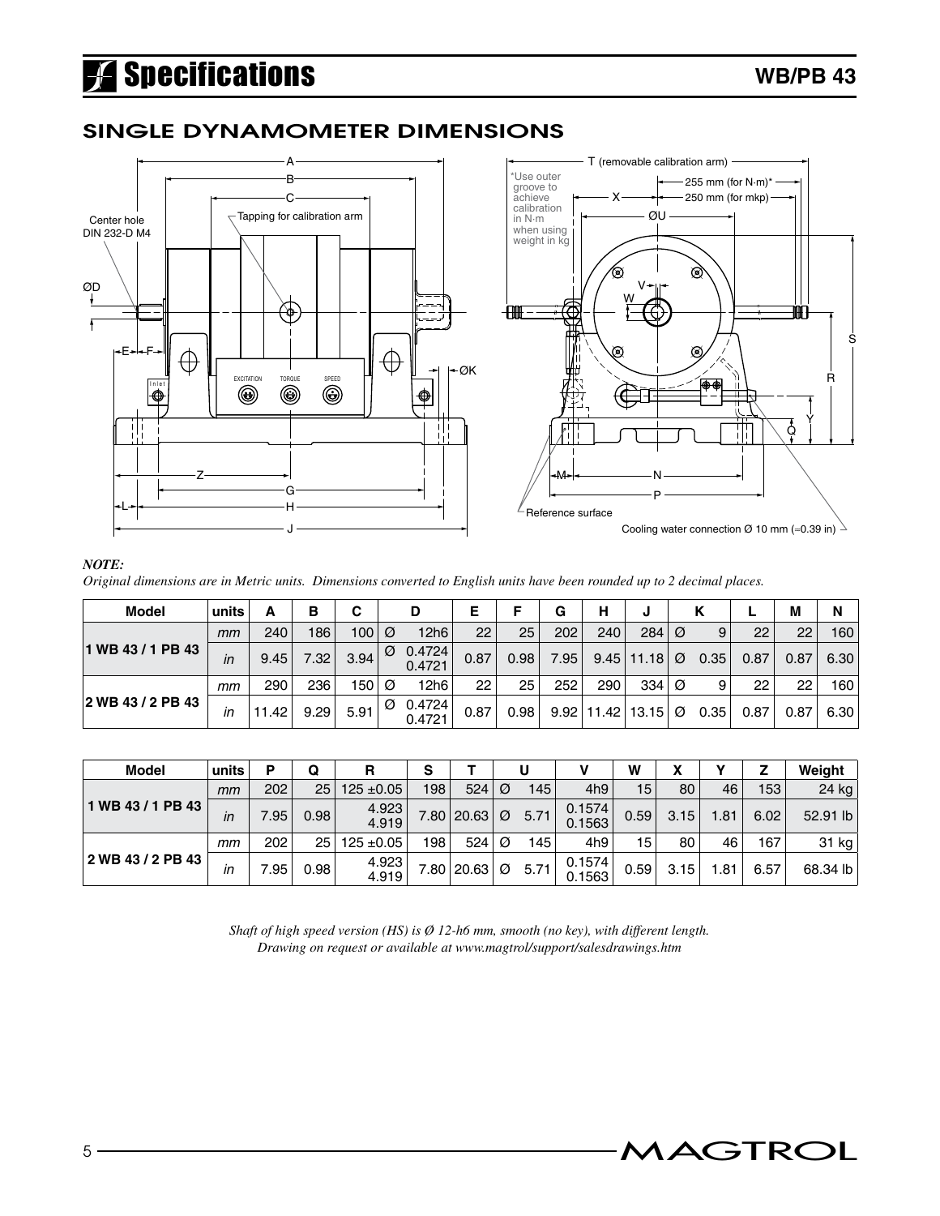# Specifications

## SINGLE DYNAMOMETER DIMENSIONS

***NOTE:***
*Original dimensions are in Metric units. Dimensions converted to English units have been rounded up to 2 decimal places.*

| Model | units | A | B | C | D | E | F | G | H | J | K | L | M | N |
|---|---|---|---|---|---|---|---|---|---|---|---|---|---|---|
| 1 WB 43 / 1 PB 43 | *mm* | 240 | 186 | 100 | Ø 12h6 | 22 | 25 | 202 | 240 | 284 | Ø 9 | 22 | 22 | 160 |
| | *in* | 9.45 | 7.32 | 3.94 | Ø 0.4724 0.4721 | 0.87 | 0.98 | 7.95 | 9.45 | 11.18 | Ø 0.35 | 0.87 | 0.87 | 6.30 |
| 2 WB 43 / 2 PB 43 | *mm* | 290 | 236 | 150 | Ø 12h6 | 22 | 25 | 252 | 290 | 334 | Ø 9 | 22 | 22 | 160 |
| | *in* | 11.42 | 9.29 | 5.91 | Ø 0.4724 0.4721 | 0.87 | 0.98 | 9.92 | 11.42 | 13.15 | Ø 0.35 | 0.87 | 0.87 | 6.30 |

| Model | units | P | Q | R | S | T | U | V | W | X | Y | Z | Weight |
|---|---|---|---|---|---|---|---|---|---|---|---|---|---|
| 1 WB 43 / 1 PB 43 | *mm* | 202 | 25 | 125 ±0.05 | 198 | 524 | Ø 145 | 4h9 | 15 | 80 | 46 | 153 | 24 kg |
| | *in* | 7.95 | 0.98 | 4.923 4.919 | 7.80 | 20.63 | Ø 5.71 | 0.1574 0.1563 | 0.59 | 3.15 | 1.81 | 6.02 | 52.91 lb |
| 2 WB 43 / 2 PB 43 | *mm* | 202 | 25 | 125 ±0.05 | 198 | 524 | Ø 145 | 4h9 | 15 | 80 | 46 | 167 | 31 kg |
| | *in* | 7.95 | 0.98 | 4.923 4.919 | 7.80 | 20.63 | Ø 5.71 | 0.1574 0.1563 | 0.59 | 3.15 | 1.81 | 6.57 | 68.34 lb |

*Shaft of high speed version (HS) is Ø 12-h6 mm, smooth (no key), with different length.*
*Drawing on request or available at www.magtrol/support/salesdrawings.htm*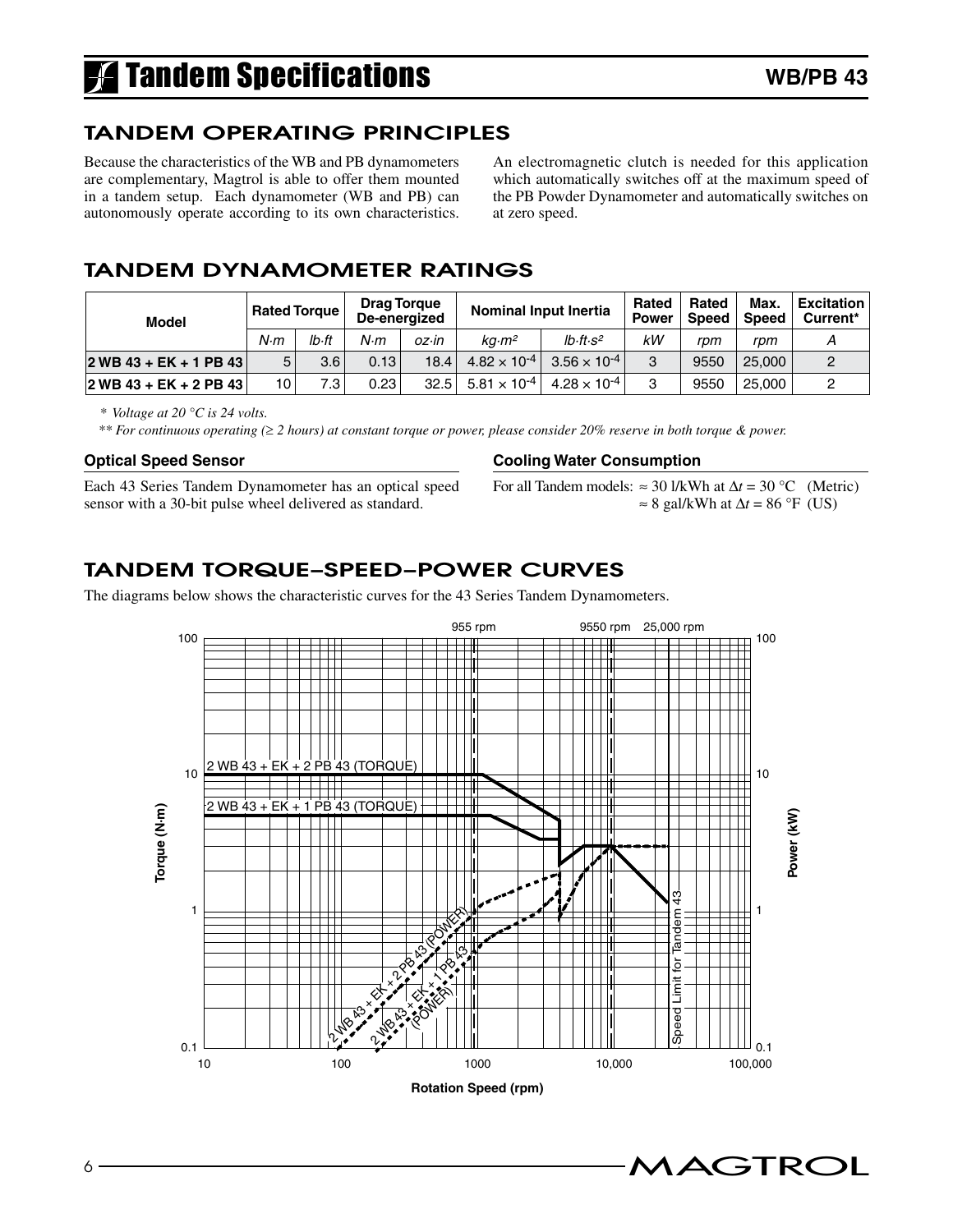# Tandem Specifications

## WB/PB 43

## TANDEM OPERATING PRINCIPLES

Because the characteristics of the WB and PB dynamometers are complementary, Magtrol is able to offer them mounted in a tandem setup. Each dynamometer (WB and PB) can autonomously operate according to its own characteristics.

An electromagnetic clutch is needed for this application which automatically switches off at the maximum speed of the PB Powder Dynamometer and automatically switches on at zero speed.

## TANDEM DYNAMOMETER RATINGS

| Model | Rated Torque | | Drag Torque De-energized | | Nominal Input Inertia | | Rated Power | Rated Speed | Max. Speed | Excitation Current* |
|---|---|---|---|---|---|---|---|---|---|---|
| | *N·m* | *lb·ft* | *N·m* | *oz·in* | *kg·m²* | *lb·ft·s²* | *kW* | *rpm* | *rpm* | *A* |
| **2 WB 43 + EK + 1 PB 43** | 5 | 3.6 | 0.13 | 18.4 | $4.82 \times 10^{-4}$ | $3.56 \times 10^{-4}$ | 3 | 9550 | 25,000 | 2 |
| **2 WB 43 + EK + 2 PB 43** | 10 | 7.3 | 0.23 | 32.5 | $5.81 \times 10^{-4}$ | $4.28 \times 10^{-4}$ | 3 | 9550 | 25,000 | 2 |

*\* Voltage at 20 °C is 24 volts.*

*\*\* For continuous operating (≥ 2 hours) at constant torque or power, please consider 20% reserve in both torque & power.*

### Optical Speed Sensor

Each 43 Series Tandem Dynamometer has an optical speed sensor with a 30-bit pulse wheel delivered as standard.

### Cooling Water Consumption

For all Tandem models: ≈ 30 l/kWh at $\Delta t$ = 30 °C (Metric)
≈ 8 gal/kWh at $\Delta t$ = 86 °F (US)

## TANDEM TORQUE–SPEED–POWER CURVES

The diagrams below shows the characteristic curves for the 43 Series Tandem Dynamometers.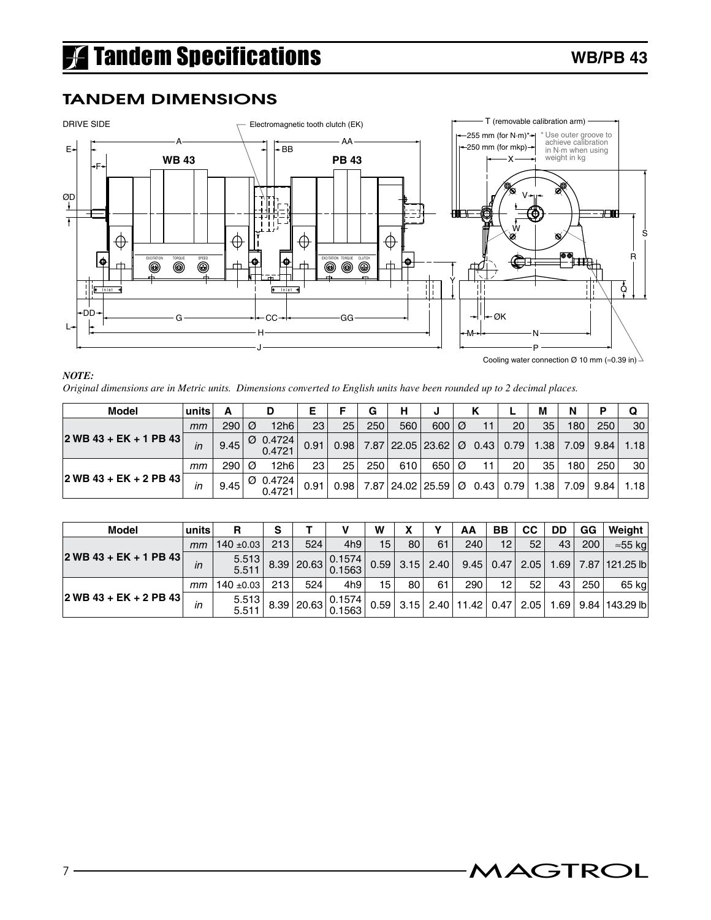# Tandem Specifications

## TANDEM DIMENSIONS

DRIVE SIDE

Electromagnetic tooth clutch (EK)

T (removable calibration arm)

255 mm (for N·m)*

250 mm (for mkp)

* Use outer groove to achieve calibration in N·m when using weight in kg

Cooling water connection Ø 10 mm (≈0.39 in)

*NOTE:*

*Original dimensions are in Metric units. Dimensions converted to English units have been rounded up to 2 decimal places.*

| Model | units | A | D | E | F | G | H | J | K | L | M | N | P | Q |
|---|---|---|---|---|---|---|---|---|---|---|---|---|---|---|
| 2 WB 43 + EK + 1 PB 43 | mm | 290 | Ø 12h6 | 23 | 25 | 250 | 560 | 600 | Ø 11 | 20 | 35 | 180 | 250 | 30 |
| | in | 9.45 | Ø 0.4724 0.4721 | 0.91 | 0.98 | 7.87 | 22.05 | 23.62 | Ø 0.43 | 0.79 | 1.38 | 7.09 | 9.84 | 1.18 |
| 2 WB 43 + EK + 2 PB 43 | mm | 290 | Ø 12h6 | 23 | 25 | 250 | 610 | 650 | Ø 11 | 20 | 35 | 180 | 250 | 30 |
| | in | 9.45 | Ø 0.4724 0.4721 | 0.91 | 0.98 | 7.87 | 24.02 | 25.59 | Ø 0.43 | 0.79 | 1.38 | 7.09 | 9.84 | 1.18 |

| Model | units | R | S | T | V | W | X | Y | AA | BB | CC | DD | GG | Weight |
|---|---|---|---|---|---|---|---|---|---|---|---|---|---|---|
| 2 WB 43 + EK + 1 PB 43 | mm | 140 ±0.03 | 213 | 524 | 4h9 | 15 | 80 | 61 | 240 | 12 | 52 | 43 | 200 | ≈55 kg |
| | in | 5.513 5.511 | 8.39 | 20.63 | 0.1574 0.1563 | 0.59 | 3.15 | 2.40 | 9.45 | 0.47 | 2.05 | 1.69 | 7.87 | 121.25 lb |
| 2 WB 43 + EK + 2 PB 43 | mm | 140 ±0.03 | 213 | 524 | 4h9 | 15 | 80 | 61 | 290 | 12 | 52 | 43 | 250 | 65 kg |
| | in | 5.513 5.511 | 8.39 | 20.63 | 0.1574 0.1563 | 0.59 | 3.15 | 2.40 | 11.42 | 0.47 | 2.05 | 1.69 | 9.84 | 143.29 lb |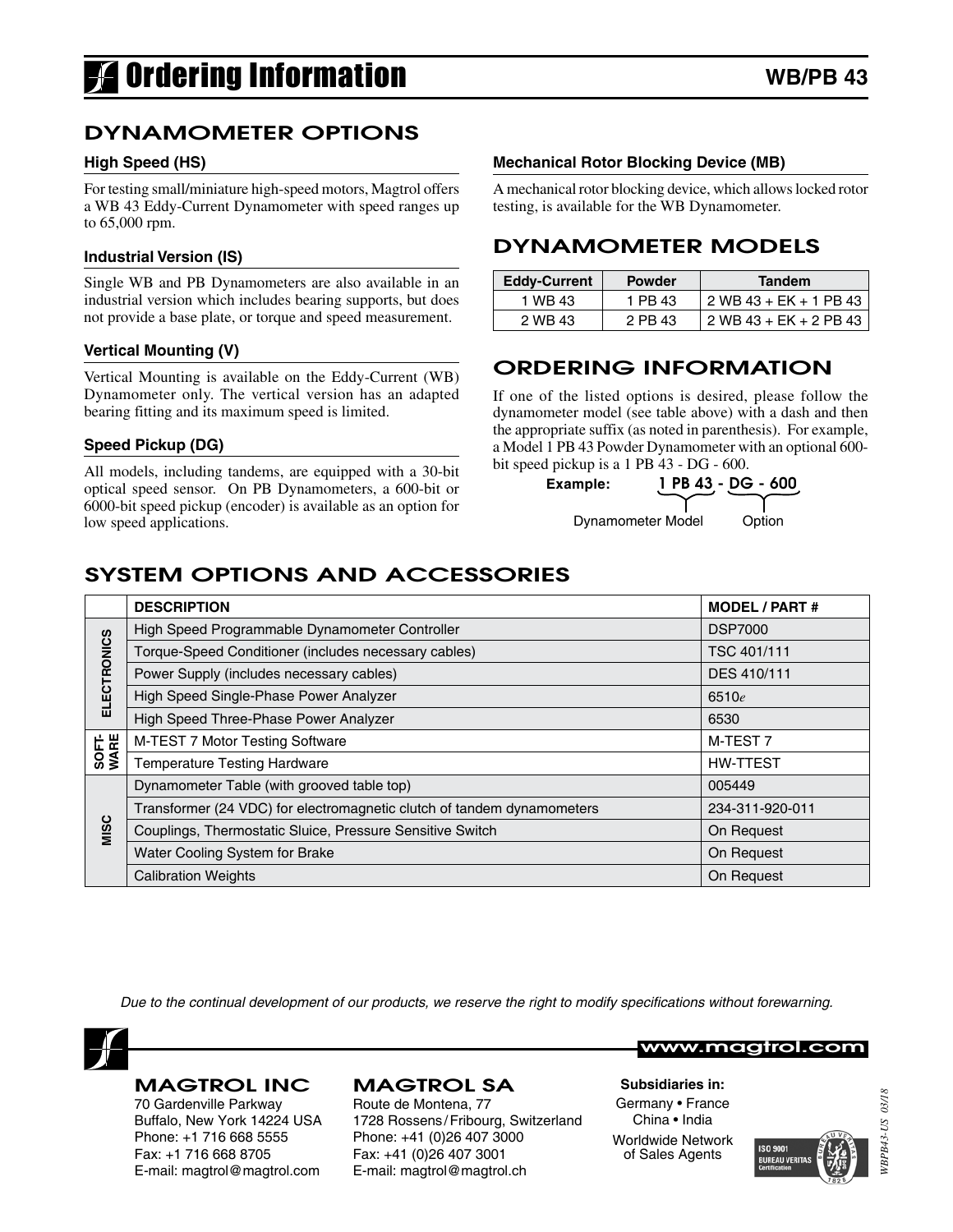# Ordering Information

WB/PB 43

## DYNAMOMETER OPTIONS

### High Speed (HS)

For testing small/miniature high-speed motors, Magtrol offers a WB 43 Eddy-Current Dynamometer with speed ranges up to 65,000 rpm.

### Industrial Version (IS)

Single WB and PB Dynamometers are also available in an industrial version which includes bearing supports, but does not provide a base plate, or torque and speed measurement.

### Vertical Mounting (V)

Vertical Mounting is available on the Eddy-Current (WB) Dynamometer only. The vertical version has an adapted bearing fitting and its maximum speed is limited.

### Speed Pickup (DG)

All models, including tandems, are equipped with a 30-bit optical speed sensor. On PB Dynamometers, a 600-bit or 6000-bit speed pickup (encoder) is available as an option for low speed applications.

### Mechanical Rotor Blocking Device (MB)

A mechanical rotor blocking device, which allows locked rotor testing, is available for the WB Dynamometer.

## DYNAMOMETER MODELS

| Eddy-Current | Powder | Tandem |
|---|---|---|
| 1 WB 43 | 1 PB 43 | 2 WB 43 + EK + 1 PB 43 |
| 2 WB 43 | 2 PB 43 | 2 WB 43 + EK + 2 PB 43 |

## ORDERING INFORMATION

If one of the listed options is desired, please follow the dynamometer model (see table above) with a dash and then the appropriate suffix (as noted in parenthesis). For example, a Model 1 PB 43 Powder Dynamometer with an optional 600-bit speed pickup is a 1 PB 43 - DG - 600.

**Example:** 1 PB 43 - DG - 600

Dynamometer Model — Option

## SYSTEM OPTIONS AND ACCESSORIES

| | DESCRIPTION | MODEL / PART # |
|---|---|---|
| ELECTRONICS | High Speed Programmable Dynamometer Controller | DSP7000 |
| | Torque-Speed Conditioner (includes necessary cables) | TSC 401/111 |
| | Power Supply (includes necessary cables) | DES 410/111 |
| | High Speed Single-Phase Power Analyzer | 6510*e* |
| | High Speed Three-Phase Power Analyzer | 6530 |
| SOFTWARE | M-TEST 7 Motor Testing Software | M-TEST 7 |
| | Temperature Testing Hardware | HW-TTEST |
| MISC | Dynamometer Table (with grooved table top) | 005449 |
| | Transformer (24 VDC) for electromagnetic clutch of tandem dynamometers | 234-311-920-011 |
| | Couplings, Thermostatic Sluice, Pressure Sensitive Switch | On Request |
| | Water Cooling System for Brake | On Request |
| | Calibration Weights | On Request |

*Due to the continual development of our products, we reserve the right to modify specifications without forewarning.*

www.magtrol.com

**MAGTROL INC**
70 Gardenville Parkway
Buffalo, New York 14224 USA
Phone: +1 716 668 5555
Fax: +1 716 668 8705
E-mail: magtrol@magtrol.com

**MAGTROL SA**
Route de Montena, 77
1728 Rossens / Fribourg, Switzerland
Phone: +41 (0)26 407 3000
Fax: +41 (0)26 407 3001
E-mail: magtrol@magtrol.ch

**Subsidiaries in:**
Germany • France
China • India
Worldwide Network of Sales Agents

ISO 9001 BUREAU VERITAS Certification

WBPB43-US 03/18